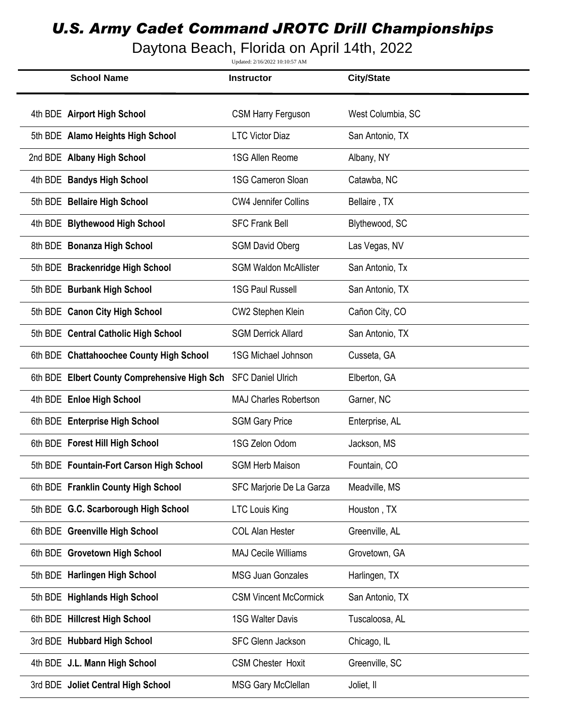# U.S. Army Cadet Command JROTC Drill Championships

## Daytona Beach, Florida on April 14th, 2022

Updated: 2/16/2022 10:10:57 AM

| School Name | Instructor | City/State |
|---|---|---|
| 4th BDE **Airport High School** | CSM Harry Ferguson | West Columbia, SC |
| 5th BDE **Alamo Heights High School** | LTC Victor Diaz | San Antonio, TX |
| 2nd BDE **Albany High School** | 1SG Allen Reome | Albany, NY |
| 4th BDE **Bandys High School** | 1SG Cameron Sloan | Catawba, NC |
| 5th BDE **Bellaire High School** | CW4 Jennifer Collins | Bellaire , TX |
| 4th BDE **Blythewood High School** | SFC Frank Bell | Blythewood, SC |
| 8th BDE **Bonanza High School** | SGM David Oberg | Las Vegas, NV |
| 5th BDE **Brackenridge High School** | SGM Waldon McAllister | San Antonio, Tx |
| 5th BDE **Burbank High School** | 1SG Paul Russell | San Antonio, TX |
| 5th BDE **Canon City High School** | CW2 Stephen Klein | Cañon City, CO |
| 5th BDE **Central Catholic High School** | SGM Derrick Allard | San Antonio, TX |
| 6th BDE **Chattahoochee County High School** | 1SG Michael Johnson | Cusseta, GA |
| 6th BDE **Elbert County Comprehensive High Sch** | SFC Daniel Ulrich | Elberton, GA |
| 4th BDE **Enloe High School** | MAJ Charles Robertson | Garner, NC |
| 6th BDE **Enterprise High School** | SGM Gary Price | Enterprise, AL |
| 6th BDE **Forest Hill High School** | 1SG Zelon Odom | Jackson, MS |
| 5th BDE **Fountain-Fort Carson High School** | SGM Herb Maison | Fountain, CO |
| 6th BDE **Franklin County High School** | SFC Marjorie De La Garza | Meadville, MS |
| 5th BDE **G.C. Scarborough High School** | LTC Louis King | Houston , TX |
| 6th BDE **Greenville High School** | COL Alan Hester | Greenville, AL |
| 6th BDE **Grovetown High School** | MAJ Cecile Williams | Grovetown, GA |
| 5th BDE **Harlingen High School** | MSG Juan Gonzales | Harlingen, TX |
| 5th BDE **Highlands High School** | CSM Vincent McCormick | San Antonio, TX |
| 6th BDE **Hillcrest High School** | 1SG Walter Davis | Tuscaloosa, AL |
| 3rd BDE **Hubbard High School** | SFC Glenn Jackson | Chicago, IL |
| 4th BDE **J.L. Mann High School** | CSM Chester Hoxit | Greenville, SC |
| 3rd BDE **Joliet Central High School** | MSG Gary McClellan | Joliet, Il |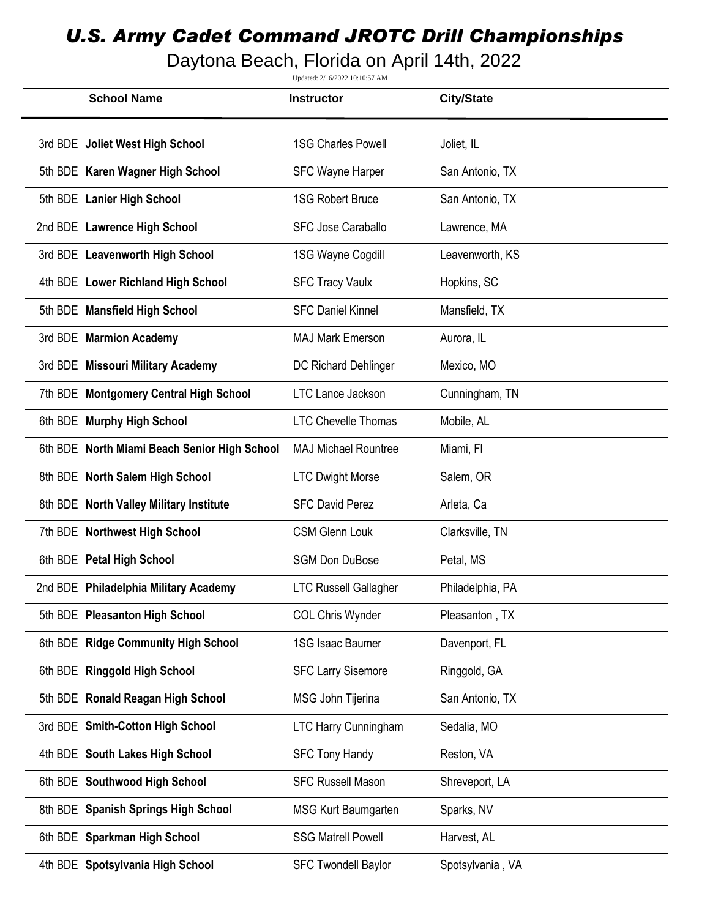# *U.S. Army Cadet Command JROTC Drill Championships*

Daytona Beach, Florida on April 14th, 2022

Updated: 2/16/2022 10:10:57 AM

| | School Name | Instructor | City/State |
|---|---|---|---|
| 3rd BDE | **Joliet West High School** | 1SG Charles Powell | Joliet, IL |
| 5th BDE | **Karen Wagner High School** | SFC Wayne Harper | San Antonio, TX |
| 5th BDE | **Lanier High School** | 1SG Robert Bruce | San Antonio, TX |
| 2nd BDE | **Lawrence High School** | SFC Jose Caraballo | Lawrence, MA |
| 3rd BDE | **Leavenworth High School** | 1SG Wayne Cogdill | Leavenworth, KS |
| 4th BDE | **Lower Richland High School** | SFC Tracy Vaulx | Hopkins, SC |
| 5th BDE | **Mansfield High School** | SFC Daniel Kinnel | Mansfield, TX |
| 3rd BDE | **Marmion Academy** | MAJ Mark Emerson | Aurora, IL |
| 3rd BDE | **Missouri Military Academy** | DC Richard Dehlinger | Mexico, MO |
| 7th BDE | **Montgomery Central High School** | LTC Lance Jackson | Cunningham, TN |
| 6th BDE | **Murphy High School** | LTC Chevelle Thomas | Mobile, AL |
| 6th BDE | **North Miami Beach Senior High School** | MAJ Michael Rountree | Miami, Fl |
| 8th BDE | **North Salem High School** | LTC Dwight Morse | Salem, OR |
| 8th BDE | **North Valley Military Institute** | SFC David Perez | Arleta, Ca |
| 7th BDE | **Northwest High School** | CSM Glenn Louk | Clarksville, TN |
| 6th BDE | **Petal High School** | SGM Don DuBose | Petal, MS |
| 2nd BDE | **Philadelphia Military Academy** | LTC Russell Gallagher | Philadelphia, PA |
| 5th BDE | **Pleasanton High School** | COL Chris Wynder | Pleasanton , TX |
| 6th BDE | **Ridge Community High School** | 1SG Isaac Baumer | Davenport, FL |
| 6th BDE | **Ringgold High School** | SFC Larry Sisemore | Ringgold, GA |
| 5th BDE | **Ronald Reagan High School** | MSG John Tijerina | San Antonio, TX |
| 3rd BDE | **Smith-Cotton High School** | LTC Harry Cunningham | Sedalia, MO |
| 4th BDE | **South Lakes High School** | SFC Tony Handy | Reston, VA |
| 6th BDE | **Southwood High School** | SFC Russell Mason | Shreveport, LA |
| 8th BDE | **Spanish Springs High School** | MSG Kurt Baumgarten | Sparks, NV |
| 6th BDE | **Sparkman High School** | SSG Matrell Powell | Harvest, AL |
| 4th BDE | **Spotsylvania High School** | SFC Twondell Baylor | Spotsylvania , VA |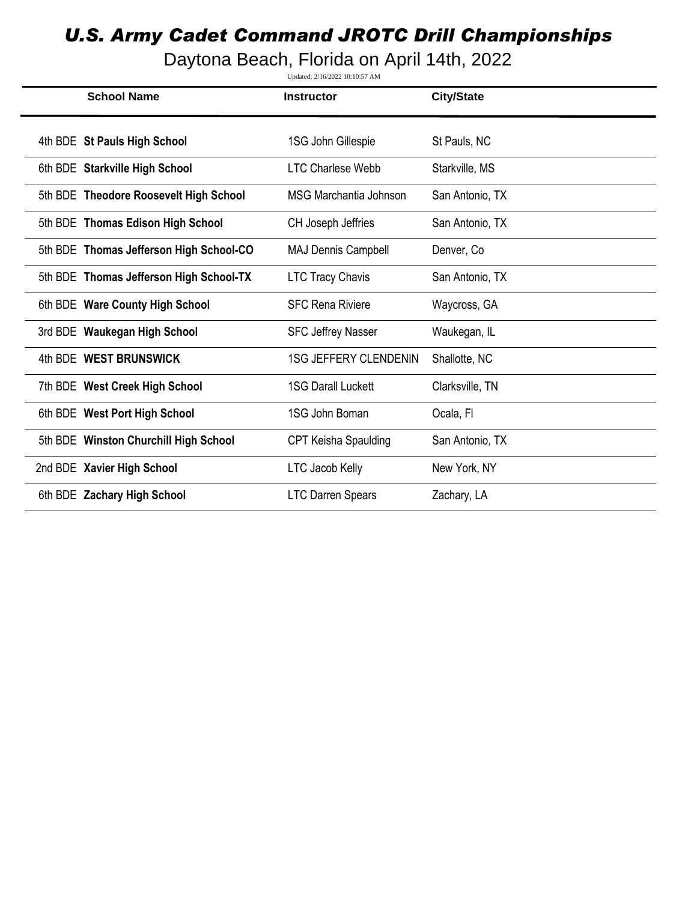# *U.S. Army Cadet Command JROTC Drill Championships*

Daytona Beach, Florida on April 14th, 2022

Updated: 2/16/2022 10:10:57 AM

| | School Name | Instructor | City/State |
|---|---|---|---|
| 4th BDE | **St Pauls High School** | 1SG John Gillespie | St Pauls, NC |
| 6th BDE | **Starkville High School** | LTC Charlese Webb | Starkville, MS |
| 5th BDE | **Theodore Roosevelt High School** | MSG Marchantia Johnson | San Antonio, TX |
| 5th BDE | **Thomas Edison High School** | CH Joseph Jeffries | San Antonio, TX |
| 5th BDE | **Thomas Jefferson High School-CO** | MAJ Dennis Campbell | Denver, Co |
| 5th BDE | **Thomas Jefferson High School-TX** | LTC Tracy Chavis | San Antonio, TX |
| 6th BDE | **Ware County High School** | SFC Rena Riviere | Waycross, GA |
| 3rd BDE | **Waukegan High School** | SFC Jeffrey Nasser | Waukegan, IL |
| 4th BDE | **WEST BRUNSWICK** | 1SG JEFFERY CLENDENIN | Shallotte, NC |
| 7th BDE | **West Creek High School** | 1SG Darall Luckett | Clarksville, TN |
| 6th BDE | **West Port High School** | 1SG John Boman | Ocala, Fl |
| 5th BDE | **Winston Churchill High School** | CPT Keisha Spaulding | San Antonio, TX |
| 2nd BDE | **Xavier High School** | LTC Jacob Kelly | New York, NY |
| 6th BDE | **Zachary High School** | LTC Darren Spears | Zachary, LA |